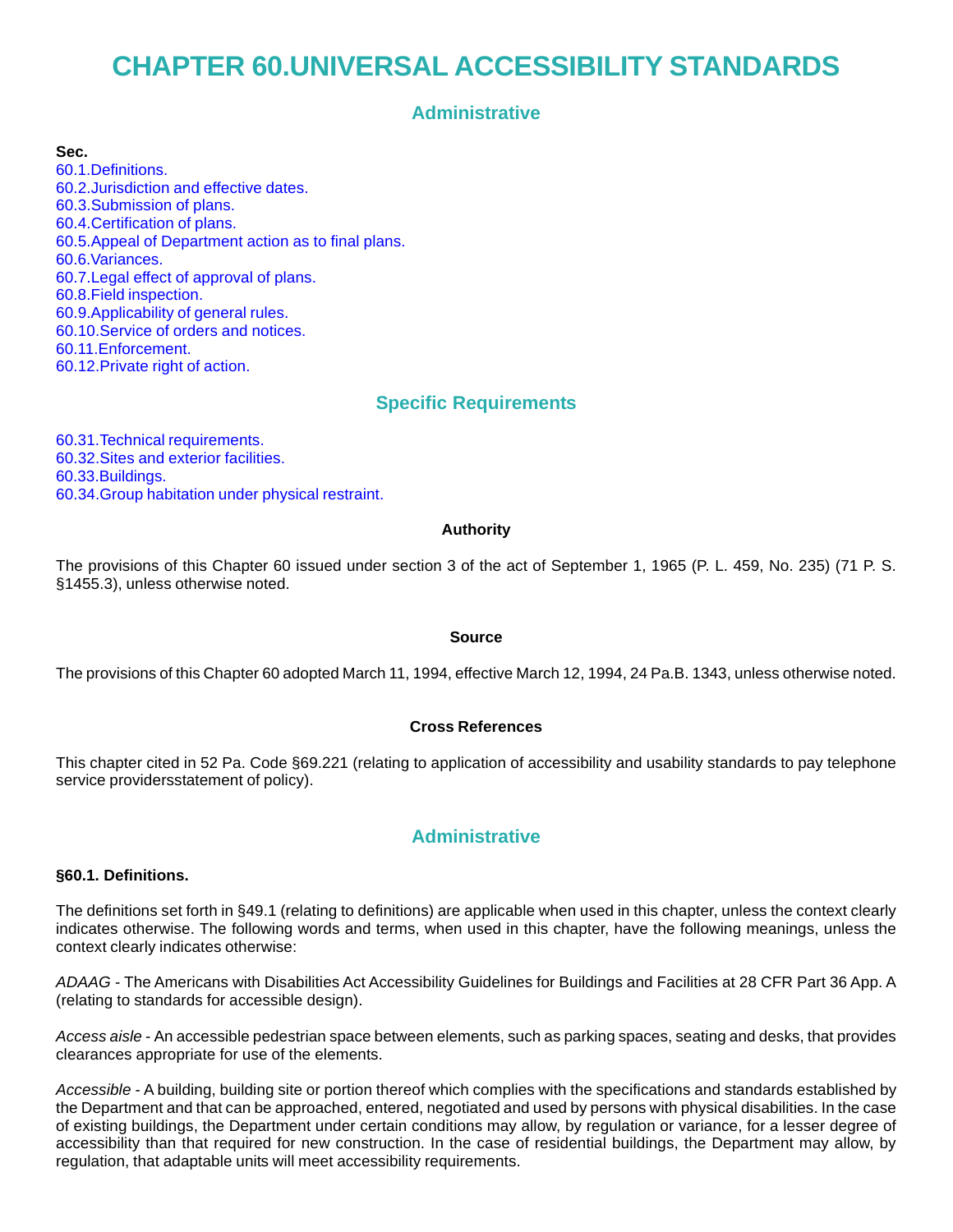# CHAPTER 60.UNIVERSAL ACCESSIBILITY STANDARDS

## Administrative

**Sec.**
60.1.Definitions.
60.2.Jurisdiction and effective dates.
60.3.Submission of plans.
60.4.Certification of plans.
60.5.Appeal of Department action as to final plans.
60.6.Variances.
60.7.Legal effect of approval of plans.
60.8.Field inspection.
60.9.Applicability of general rules.
60.10.Service of orders and notices.
60.11.Enforcement.
60.12.Private right of action.

## Specific Requirements

60.31.Technical requirements.
60.32.Sites and exterior facilities.
60.33.Buildings.
60.34.Group habitation under physical restraint.

#### Authority

The provisions of this Chapter 60 issued under section 3 of the act of September 1, 1965 (P. L. 459, No. 235) (71 P. S. §1455.3), unless otherwise noted.

#### Source

The provisions of this Chapter 60 adopted March 11, 1994, effective March 12, 1994, 24 Pa.B. 1343, unless otherwise noted.

#### Cross References

This chapter cited in 52 Pa. Code §69.221 (relating to application of accessibility and usability standards to pay telephone service providersstatement of policy).

## Administrative

#### §60.1. Definitions.

The definitions set forth in §49.1 (relating to definitions) are applicable when used in this chapter, unless the context clearly indicates otherwise. The following words and terms, when used in this chapter, have the following meanings, unless the context clearly indicates otherwise:

*ADAAG* - The Americans with Disabilities Act Accessibility Guidelines for Buildings and Facilities at 28 CFR Part 36 App. A (relating to standards for accessible design).

*Access aisle* - An accessible pedestrian space between elements, such as parking spaces, seating and desks, that provides clearances appropriate for use of the elements.

*Accessible* - A building, building site or portion thereof which complies with the specifications and standards established by the Department and that can be approached, entered, negotiated and used by persons with physical disabilities. In the case of existing buildings, the Department under certain conditions may allow, by regulation or variance, for a lesser degree of accessibility than that required for new construction. In the case of residential buildings, the Department may allow, by regulation, that adaptable units will meet accessibility requirements.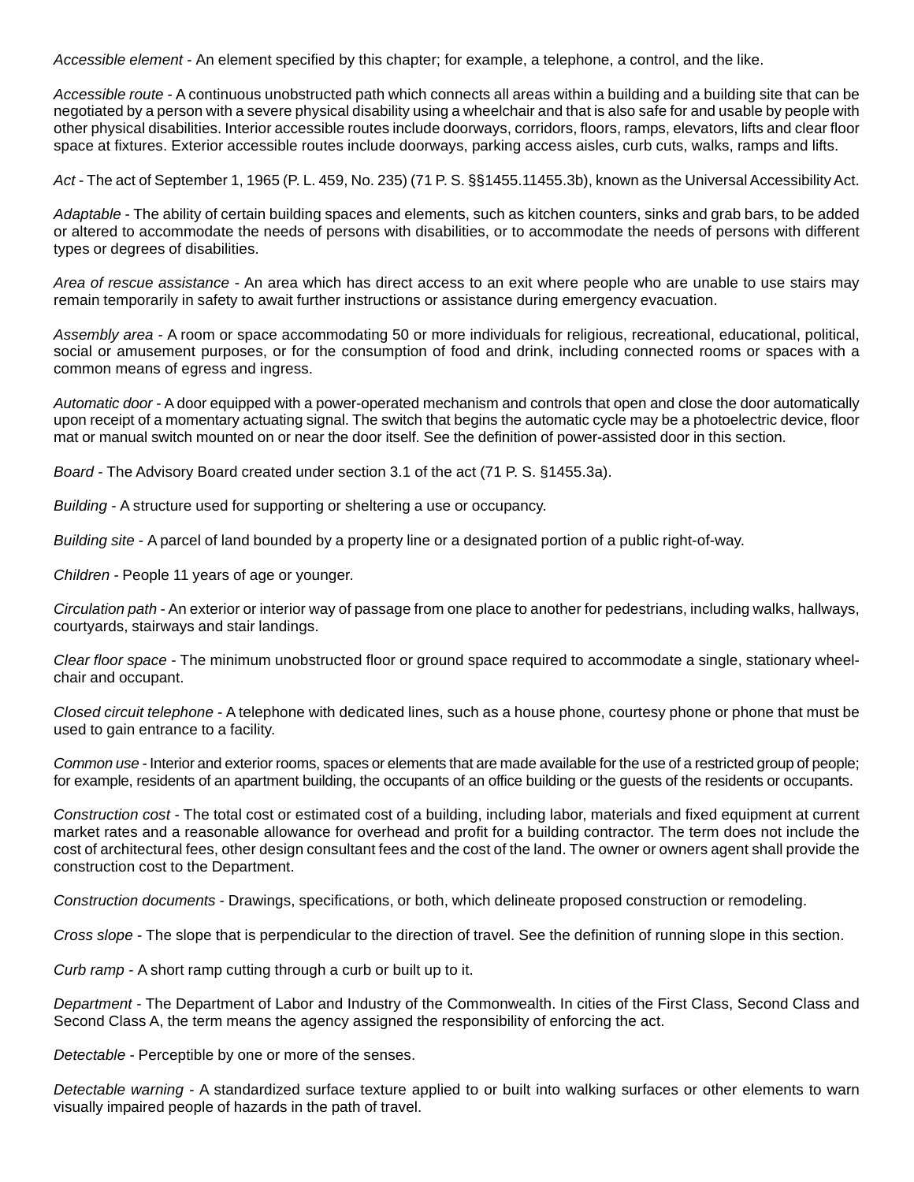*Accessible element* - An element specified by this chapter; for example, a telephone, a control, and the like.

*Accessible route* - A continuous unobstructed path which connects all areas within a building and a building site that can be negotiated by a person with a severe physical disability using a wheelchair and that is also safe for and usable by people with other physical disabilities. Interior accessible routes include doorways, corridors, floors, ramps, elevators, lifts and clear floor space at fixtures. Exterior accessible routes include doorways, parking access aisles, curb cuts, walks, ramps and lifts.

*Act* - The act of September 1, 1965 (P. L. 459, No. 235) (71 P. S. §§1455.11455.3b), known as the Universal Accessibility Act.

*Adaptable* - The ability of certain building spaces and elements, such as kitchen counters, sinks and grab bars, to be added or altered to accommodate the needs of persons with disabilities, or to accommodate the needs of persons with different types or degrees of disabilities.

*Area of rescue assistance* - An area which has direct access to an exit where people who are unable to use stairs may remain temporarily in safety to await further instructions or assistance during emergency evacuation.

*Assembly area* - A room or space accommodating 50 or more individuals for religious, recreational, educational, political, social or amusement purposes, or for the consumption of food and drink, including connected rooms or spaces with a common means of egress and ingress.

*Automatic door* - A door equipped with a power-operated mechanism and controls that open and close the door automatically upon receipt of a momentary actuating signal. The switch that begins the automatic cycle may be a photoelectric device, floor mat or manual switch mounted on or near the door itself. See the definition of power-assisted door in this section.

*Board* - The Advisory Board created under section 3.1 of the act (71 P. S. §1455.3a).

*Building* - A structure used for supporting or sheltering a use or occupancy.

*Building site* - A parcel of land bounded by a property line or a designated portion of a public right-of-way.

*Children* - People 11 years of age or younger.

*Circulation path* - An exterior or interior way of passage from one place to another for pedestrians, including walks, hallways, courtyards, stairways and stair landings.

*Clear floor space* - The minimum unobstructed floor or ground space required to accommodate a single, stationary wheelchair and occupant.

*Closed circuit telephone* - A telephone with dedicated lines, such as a house phone, courtesy phone or phone that must be used to gain entrance to a facility.

*Common use* - Interior and exterior rooms, spaces or elements that are made available for the use of a restricted group of people; for example, residents of an apartment building, the occupants of an office building or the guests of the residents or occupants.

*Construction cost* - The total cost or estimated cost of a building, including labor, materials and fixed equipment at current market rates and a reasonable allowance for overhead and profit for a building contractor. The term does not include the cost of architectural fees, other design consultant fees and the cost of the land. The owner or owners agent shall provide the construction cost to the Department.

*Construction documents* - Drawings, specifications, or both, which delineate proposed construction or remodeling.

*Cross slope* - The slope that is perpendicular to the direction of travel. See the definition of running slope in this section.

*Curb ramp* - A short ramp cutting through a curb or built up to it.

*Department* - The Department of Labor and Industry of the Commonwealth. In cities of the First Class, Second Class and Second Class A, the term means the agency assigned the responsibility of enforcing the act.

*Detectable* - Perceptible by one or more of the senses.

*Detectable warning* - A standardized surface texture applied to or built into walking surfaces or other elements to warn visually impaired people of hazards in the path of travel.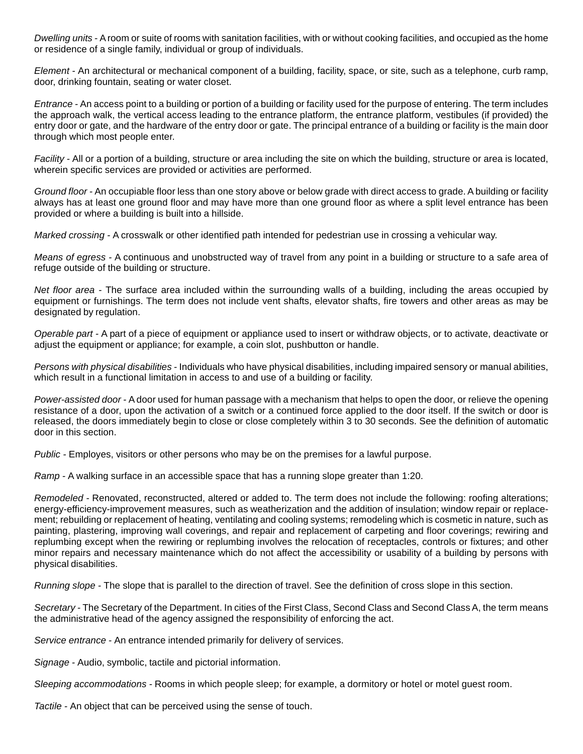*Dwelling units* - A room or suite of rooms with sanitation facilities, with or without cooking facilities, and occupied as the home or residence of a single family, individual or group of individuals.

*Element* - An architectural or mechanical component of a building, facility, space, or site, such as a telephone, curb ramp, door, drinking fountain, seating or water closet.

*Entrance* - An access point to a building or portion of a building or facility used for the purpose of entering. The term includes the approach walk, the vertical access leading to the entrance platform, the entrance platform, vestibules (if provided) the entry door or gate, and the hardware of the entry door or gate. The principal entrance of a building or facility is the main door through which most people enter.

*Facility* - All or a portion of a building, structure or area including the site on which the building, structure or area is located, wherein specific services are provided or activities are performed.

*Ground floor* - An occupiable floor less than one story above or below grade with direct access to grade. A building or facility always has at least one ground floor and may have more than one ground floor as where a split level entrance has been provided or where a building is built into a hillside.

*Marked crossing* - A crosswalk or other identified path intended for pedestrian use in crossing a vehicular way.

*Means of egress* - A continuous and unobstructed way of travel from any point in a building or structure to a safe area of refuge outside of the building or structure.

*Net floor area* - The surface area included within the surrounding walls of a building, including the areas occupied by equipment or furnishings. The term does not include vent shafts, elevator shafts, fire towers and other areas as may be designated by regulation.

*Operable part* - A part of a piece of equipment or appliance used to insert or withdraw objects, or to activate, deactivate or adjust the equipment or appliance; for example, a coin slot, pushbutton or handle.

*Persons with physical disabilities* - Individuals who have physical disabilities, including impaired sensory or manual abilities, which result in a functional limitation in access to and use of a building or facility.

*Power-assisted door* - A door used for human passage with a mechanism that helps to open the door, or relieve the opening resistance of a door, upon the activation of a switch or a continued force applied to the door itself. If the switch or door is released, the doors immediately begin to close or close completely within 3 to 30 seconds. See the definition of automatic door in this section.

*Public* - Employes, visitors or other persons who may be on the premises for a lawful purpose.

*Ramp* - A walking surface in an accessible space that has a running slope greater than 1:20.

*Remodeled* - Renovated, reconstructed, altered or added to. The term does not include the following: roofing alterations; energy-efficiency-improvement measures, such as weatherization and the addition of insulation; window repair or replacement; rebuilding or replacement of heating, ventilating and cooling systems; remodeling which is cosmetic in nature, such as painting, plastering, improving wall coverings, and repair and replacement of carpeting and floor coverings; rewiring and replumbing except when the rewiring or replumbing involves the relocation of receptacles, controls or fixtures; and other minor repairs and necessary maintenance which do not affect the accessibility or usability of a building by persons with physical disabilities.

*Running slope* - The slope that is parallel to the direction of travel. See the definition of cross slope in this section.

*Secretary* - The Secretary of the Department. In cities of the First Class, Second Class and Second Class A, the term means the administrative head of the agency assigned the responsibility of enforcing the act.

*Service entrance* - An entrance intended primarily for delivery of services.

*Signage* - Audio, symbolic, tactile and pictorial information.

*Sleeping accommodations* - Rooms in which people sleep; for example, a dormitory or hotel or motel guest room.

*Tactile* - An object that can be perceived using the sense of touch.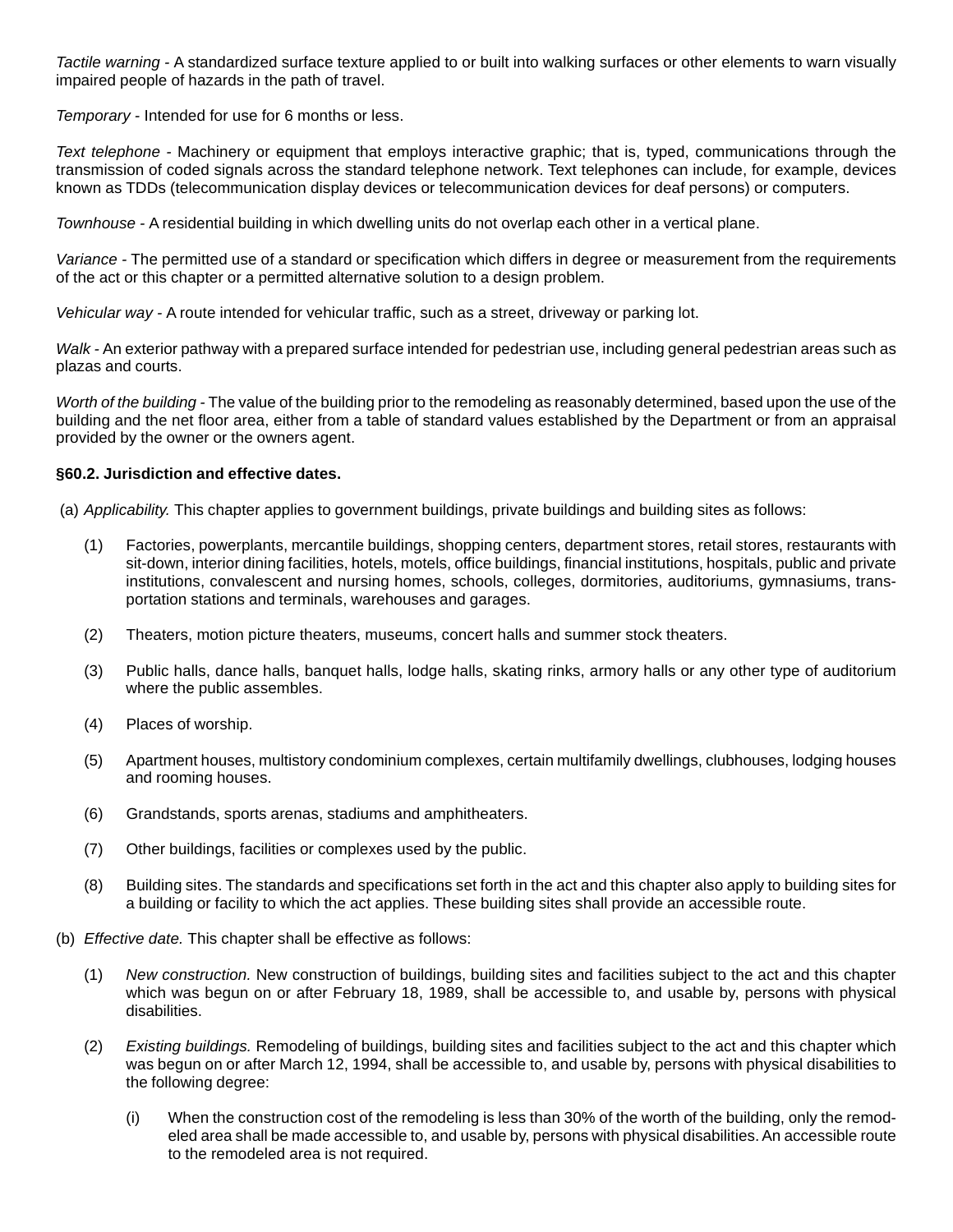*Tactile warning* - A standardized surface texture applied to or built into walking surfaces or other elements to warn visually impaired people of hazards in the path of travel.

*Temporary* - Intended for use for 6 months or less.

*Text telephone* - Machinery or equipment that employs interactive graphic; that is, typed, communications through the transmission of coded signals across the standard telephone network. Text telephones can include, for example, devices known as TDDs (telecommunication display devices or telecommunication devices for deaf persons) or computers.

*Townhouse* - A residential building in which dwelling units do not overlap each other in a vertical plane.

*Variance* - The permitted use of a standard or specification which differs in degree or measurement from the requirements of the act or this chapter or a permitted alternative solution to a design problem.

*Vehicular way* - A route intended for vehicular traffic, such as a street, driveway or parking lot.

*Walk* - An exterior pathway with a prepared surface intended for pedestrian use, including general pedestrian areas such as plazas and courts.

*Worth of the building* - The value of the building prior to the remodeling as reasonably determined, based upon the use of the building and the net floor area, either from a table of standard values established by the Department or from an appraisal provided by the owner or the owners agent.

**§60.2. Jurisdiction and effective dates.**

(a) *Applicability.* This chapter applies to government buildings, private buildings and building sites as follows:

(1) Factories, powerplants, mercantile buildings, shopping centers, department stores, retail stores, restaurants with sit-down, interior dining facilities, hotels, motels, office buildings, financial institutions, hospitals, public and private institutions, convalescent and nursing homes, schools, colleges, dormitories, auditoriums, gymnasiums, transportation stations and terminals, warehouses and garages.

(2) Theaters, motion picture theaters, museums, concert halls and summer stock theaters.

(3) Public halls, dance halls, banquet halls, lodge halls, skating rinks, armory halls or any other type of auditorium where the public assembles.

(4) Places of worship.

(5) Apartment houses, multistory condominium complexes, certain multifamily dwellings, clubhouses, lodging houses and rooming houses.

(6) Grandstands, sports arenas, stadiums and amphitheaters.

(7) Other buildings, facilities or complexes used by the public.

(8) Building sites. The standards and specifications set forth in the act and this chapter also apply to building sites for a building or facility to which the act applies. These building sites shall provide an accessible route.

(b) *Effective date.* This chapter shall be effective as follows:

(1) *New construction.* New construction of buildings, building sites and facilities subject to the act and this chapter which was begun on or after February 18, 1989, shall be accessible to, and usable by, persons with physical disabilities.

(2) *Existing buildings.* Remodeling of buildings, building sites and facilities subject to the act and this chapter which was begun on or after March 12, 1994, shall be accessible to, and usable by, persons with physical disabilities to the following degree:

(i) When the construction cost of the remodeling is less than 30% of the worth of the building, only the remodeled area shall be made accessible to, and usable by, persons with physical disabilities. An accessible route to the remodeled area is not required.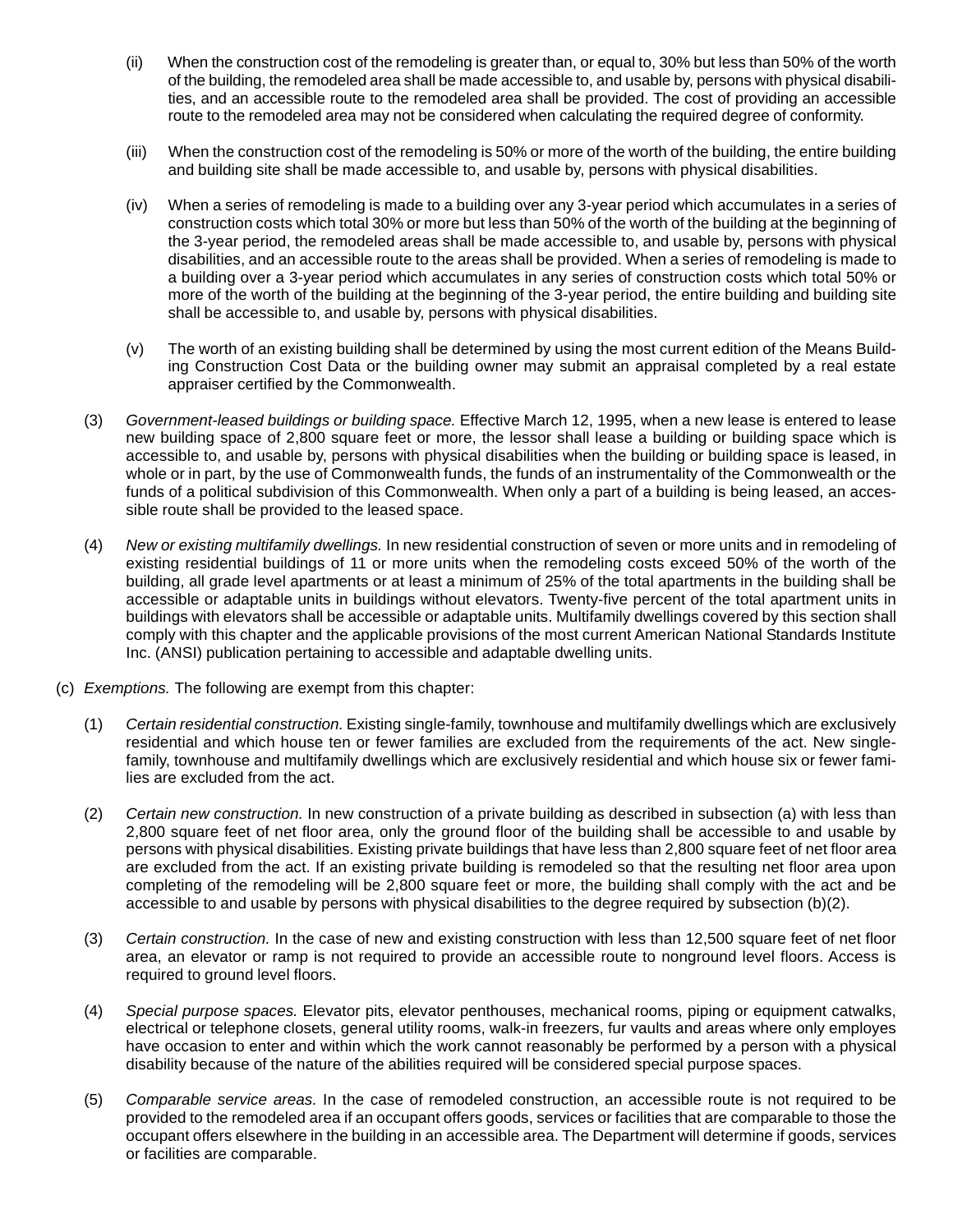(ii) When the construction cost of the remodeling is greater than, or equal to, 30% but less than 50% of the worth of the building, the remodeled area shall be made accessible to, and usable by, persons with physical disabilities, and an accessible route to the remodeled area shall be provided. The cost of providing an accessible route to the remodeled area may not be considered when calculating the required degree of conformity.

(iii) When the construction cost of the remodeling is 50% or more of the worth of the building, the entire building and building site shall be made accessible to, and usable by, persons with physical disabilities.

(iv) When a series of remodeling is made to a building over any 3-year period which accumulates in a series of construction costs which total 30% or more but less than 50% of the worth of the building at the beginning of the 3-year period, the remodeled areas shall be made accessible to, and usable by, persons with physical disabilities, and an accessible route to the areas shall be provided. When a series of remodeling is made to a building over a 3-year period which accumulates in any series of construction costs which total 50% or more of the worth of the building at the beginning of the 3-year period, the entire building and building site shall be accessible to, and usable by, persons with physical disabilities.

(v) The worth of an existing building shall be determined by using the most current edition of the Means Building Construction Cost Data or the building owner may submit an appraisal completed by a real estate appraiser certified by the Commonwealth.

(3) *Government-leased buildings or building space.* Effective March 12, 1995, when a new lease is entered to lease new building space of 2,800 square feet or more, the lessor shall lease a building or building space which is accessible to, and usable by, persons with physical disabilities when the building or building space is leased, in whole or in part, by the use of Commonwealth funds, the funds of an instrumentality of the Commonwealth or the funds of a political subdivision of this Commonwealth. When only a part of a building is being leased, an accessible route shall be provided to the leased space.

(4) *New or existing multifamily dwellings.* In new residential construction of seven or more units and in remodeling of existing residential buildings of 11 or more units when the remodeling costs exceed 50% of the worth of the building, all grade level apartments or at least a minimum of 25% of the total apartments in the building shall be accessible or adaptable units in buildings without elevators. Twenty-five percent of the total apartment units in buildings with elevators shall be accessible or adaptable units. Multifamily dwellings covered by this section shall comply with this chapter and the applicable provisions of the most current American National Standards Institute Inc. (ANSI) publication pertaining to accessible and adaptable dwelling units.

(c) *Exemptions.* The following are exempt from this chapter:

(1) *Certain residential construction.* Existing single-family, townhouse and multifamily dwellings which are exclusively residential and which house ten or fewer families are excluded from the requirements of the act. New single-family, townhouse and multifamily dwellings which are exclusively residential and which house six or fewer families are excluded from the act.

(2) *Certain new construction.* In new construction of a private building as described in subsection (a) with less than 2,800 square feet of net floor area, only the ground floor of the building shall be accessible to and usable by persons with physical disabilities. Existing private buildings that have less than 2,800 square feet of net floor area are excluded from the act. If an existing private building is remodeled so that the resulting net floor area upon completing of the remodeling will be 2,800 square feet or more, the building shall comply with the act and be accessible to and usable by persons with physical disabilities to the degree required by subsection (b)(2).

(3) *Certain construction.* In the case of new and existing construction with less than 12,500 square feet of net floor area, an elevator or ramp is not required to provide an accessible route to nonground level floors. Access is required to ground level floors.

(4) *Special purpose spaces.* Elevator pits, elevator penthouses, mechanical rooms, piping or equipment catwalks, electrical or telephone closets, general utility rooms, walk-in freezers, fur vaults and areas where only employes have occasion to enter and within which the work cannot reasonably be performed by a person with a physical disability because of the nature of the abilities required will be considered special purpose spaces.

(5) *Comparable service areas.* In the case of remodeled construction, an accessible route is not required to be provided to the remodeled area if an occupant offers goods, services or facilities that are comparable to those the occupant offers elsewhere in the building in an accessible area. The Department will determine if goods, services or facilities are comparable.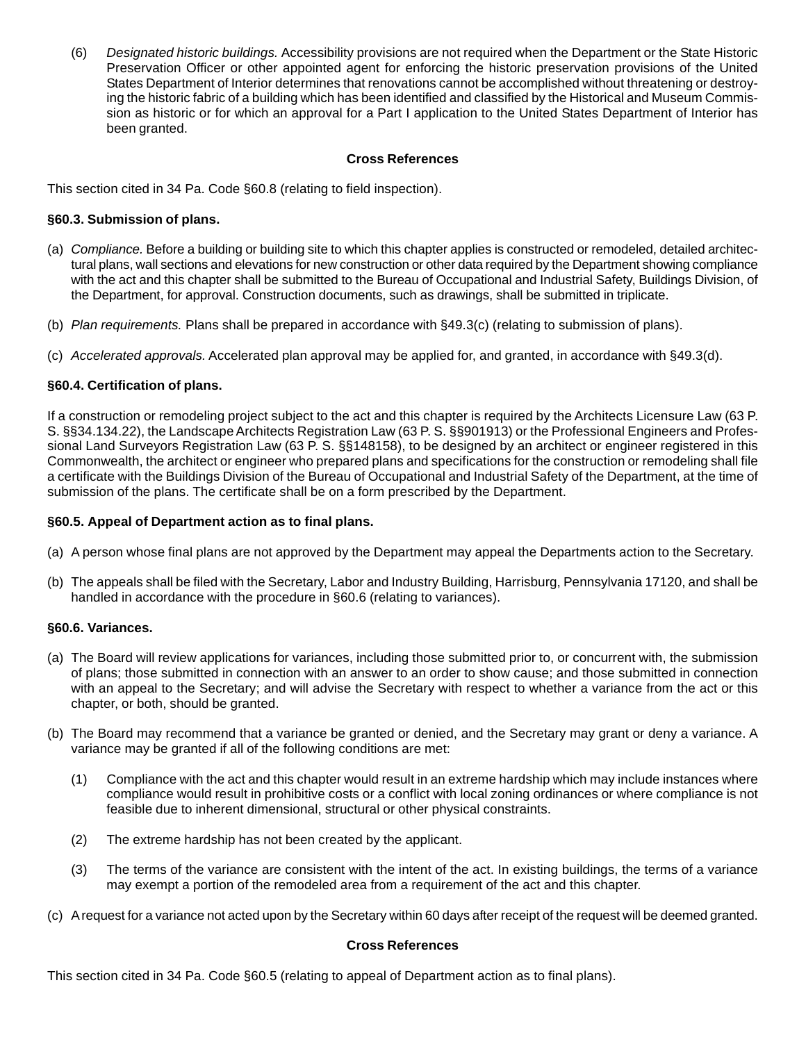(6) *Designated historic buildings.* Accessibility provisions are not required when the Department or the State Historic Preservation Officer or other appointed agent for enforcing the historic preservation provisions of the United States Department of Interior determines that renovations cannot be accomplished without threatening or destroying the historic fabric of a building which has been identified and classified by the Historical and Museum Commission as historic or for which an approval for a Part I application to the United States Department of Interior has been granted.

**Cross References**

This section cited in 34 Pa. Code §60.8 (relating to field inspection).

### §60.3. Submission of plans.

(a) *Compliance.* Before a building or building site to which this chapter applies is constructed or remodeled, detailed architectural plans, wall sections and elevations for new construction or other data required by the Department showing compliance with the act and this chapter shall be submitted to the Bureau of Occupational and Industrial Safety, Buildings Division, of the Department, for approval. Construction documents, such as drawings, shall be submitted in triplicate.

(b) *Plan requirements.* Plans shall be prepared in accordance with §49.3(c) (relating to submission of plans).

(c) *Accelerated approvals.* Accelerated plan approval may be applied for, and granted, in accordance with §49.3(d).

### §60.4. Certification of plans.

If a construction or remodeling project subject to the act and this chapter is required by the Architects Licensure Law (63 P. S. §§34.134.22), the Landscape Architects Registration Law (63 P. S. §§901913) or the Professional Engineers and Professional Land Surveyors Registration Law (63 P. S. §§148158), to be designed by an architect or engineer registered in this Commonwealth, the architect or engineer who prepared plans and specifications for the construction or remodeling shall file a certificate with the Buildings Division of the Bureau of Occupational and Industrial Safety of the Department, at the time of submission of the plans. The certificate shall be on a form prescribed by the Department.

### §60.5. Appeal of Department action as to final plans.

(a) A person whose final plans are not approved by the Department may appeal the Departments action to the Secretary.

(b) The appeals shall be filed with the Secretary, Labor and Industry Building, Harrisburg, Pennsylvania 17120, and shall be handled in accordance with the procedure in §60.6 (relating to variances).

### §60.6. Variances.

(a) The Board will review applications for variances, including those submitted prior to, or concurrent with, the submission of plans; those submitted in connection with an answer to an order to show cause; and those submitted in connection with an appeal to the Secretary; and will advise the Secretary with respect to whether a variance from the act or this chapter, or both, should be granted.

(b) The Board may recommend that a variance be granted or denied, and the Secretary may grant or deny a variance. A variance may be granted if all of the following conditions are met:

(1) Compliance with the act and this chapter would result in an extreme hardship which may include instances where compliance would result in prohibitive costs or a conflict with local zoning ordinances or where compliance is not feasible due to inherent dimensional, structural or other physical constraints.

(2) The extreme hardship has not been created by the applicant.

(3) The terms of the variance are consistent with the intent of the act. In existing buildings, the terms of a variance may exempt a portion of the remodeled area from a requirement of the act and this chapter.

(c) A request for a variance not acted upon by the Secretary within 60 days after receipt of the request will be deemed granted.

**Cross References**

This section cited in 34 Pa. Code §60.5 (relating to appeal of Department action as to final plans).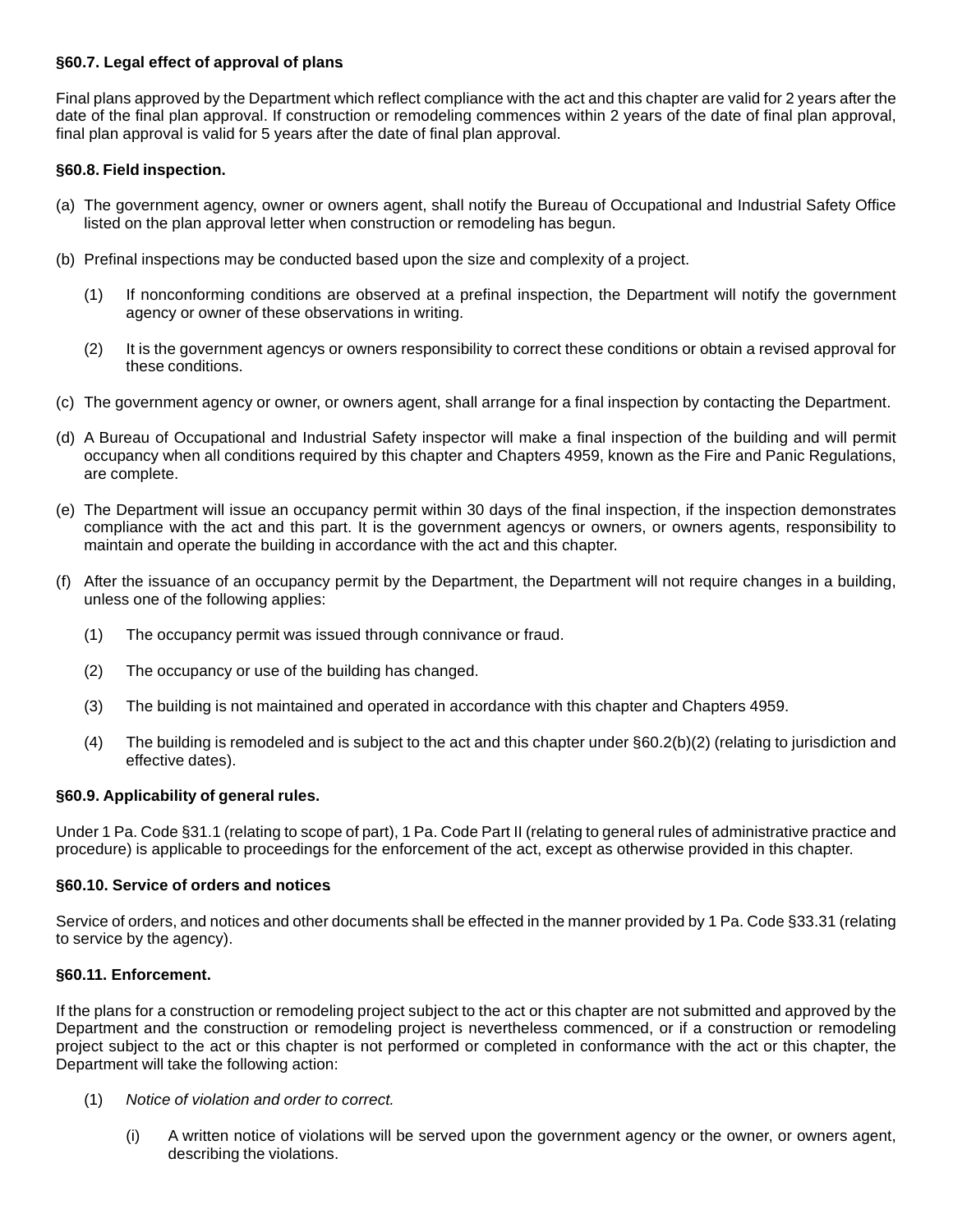**§60.7. Legal effect of approval of plans**

Final plans approved by the Department which reflect compliance with the act and this chapter are valid for 2 years after the date of the final plan approval. If construction or remodeling commences within 2 years of the date of final plan approval, final plan approval is valid for 5 years after the date of final plan approval.

**§60.8. Field inspection.**

(a) The government agency, owner or owners agent, shall notify the Bureau of Occupational and Industrial Safety Office listed on the plan approval letter when construction or remodeling has begun.

(b) Prefinal inspections may be conducted based upon the size and complexity of a project.

(1) If nonconforming conditions are observed at a prefinal inspection, the Department will notify the government agency or owner of these observations in writing.

(2) It is the government agencys or owners responsibility to correct these conditions or obtain a revised approval for these conditions.

(c) The government agency or owner, or owners agent, shall arrange for a final inspection by contacting the Department.

(d) A Bureau of Occupational and Industrial Safety inspector will make a final inspection of the building and will permit occupancy when all conditions required by this chapter and Chapters 4959, known as the Fire and Panic Regulations, are complete.

(e) The Department will issue an occupancy permit within 30 days of the final inspection, if the inspection demonstrates compliance with the act and this part. It is the government agencys or owners, or owners agents, responsibility to maintain and operate the building in accordance with the act and this chapter.

(f) After the issuance of an occupancy permit by the Department, the Department will not require changes in a building, unless one of the following applies:

(1) The occupancy permit was issued through connivance or fraud.

(2) The occupancy or use of the building has changed.

(3) The building is not maintained and operated in accordance with this chapter and Chapters 4959.

(4) The building is remodeled and is subject to the act and this chapter under §60.2(b)(2) (relating to jurisdiction and effective dates).

**§60.9. Applicability of general rules.**

Under 1 Pa. Code §31.1 (relating to scope of part), 1 Pa. Code Part II (relating to general rules of administrative practice and procedure) is applicable to proceedings for the enforcement of the act, except as otherwise provided in this chapter.

**§60.10. Service of orders and notices**

Service of orders, and notices and other documents shall be effected in the manner provided by 1 Pa. Code §33.31 (relating to service by the agency).

**§60.11. Enforcement.**

If the plans for a construction or remodeling project subject to the act or this chapter are not submitted and approved by the Department and the construction or remodeling project is nevertheless commenced, or if a construction or remodeling project subject to the act or this chapter is not performed or completed in conformance with the act or this chapter, the Department will take the following action:

(1) *Notice of violation and order to correct.*

(i) A written notice of violations will be served upon the government agency or the owner, or owners agent, describing the violations.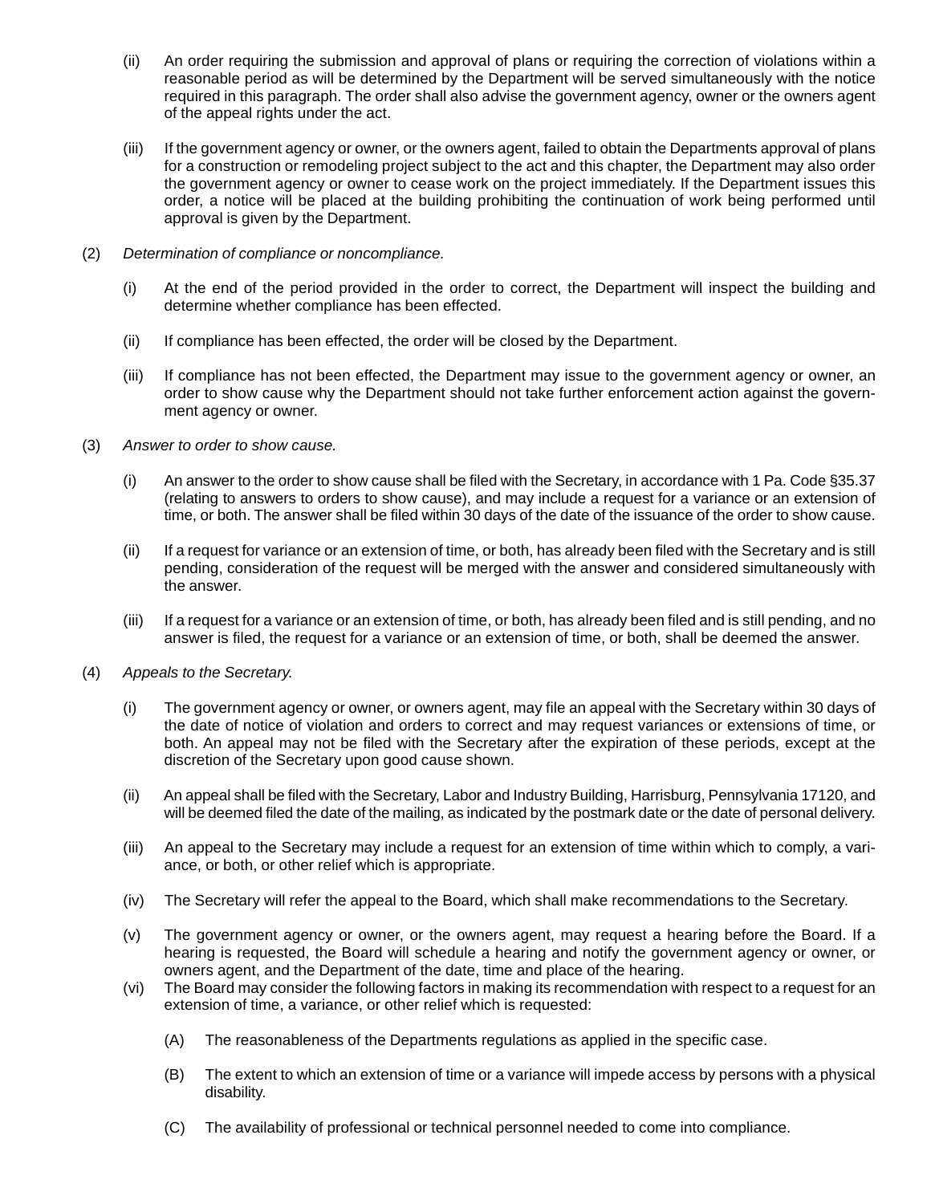(ii) An order requiring the submission and approval of plans or requiring the correction of violations within a reasonable period as will be determined by the Department will be served simultaneously with the notice required in this paragraph. The order shall also advise the government agency, owner or the owners agent of the appeal rights under the act.

(iii) If the government agency or owner, or the owners agent, failed to obtain the Departments approval of plans for a construction or remodeling project subject to the act and this chapter, the Department may also order the government agency or owner to cease work on the project immediately. If the Department issues this order, a notice will be placed at the building prohibiting the continuation of work being performed until approval is given by the Department.

(2) *Determination of compliance or noncompliance.*

(i) At the end of the period provided in the order to correct, the Department will inspect the building and determine whether compliance has been effected.

(ii) If compliance has been effected, the order will be closed by the Department.

(iii) If compliance has not been effected, the Department may issue to the government agency or owner, an order to show cause why the Department should not take further enforcement action against the government agency or owner.

(3) *Answer to order to show cause.*

(i) An answer to the order to show cause shall be filed with the Secretary, in accordance with 1 Pa. Code §35.37 (relating to answers to orders to show cause), and may include a request for a variance or an extension of time, or both. The answer shall be filed within 30 days of the date of the issuance of the order to show cause.

(ii) If a request for variance or an extension of time, or both, has already been filed with the Secretary and is still pending, consideration of the request will be merged with the answer and considered simultaneously with the answer.

(iii) If a request for a variance or an extension of time, or both, has already been filed and is still pending, and no answer is filed, the request for a variance or an extension of time, or both, shall be deemed the answer.

(4) *Appeals to the Secretary.*

(i) The government agency or owner, or owners agent, may file an appeal with the Secretary within 30 days of the date of notice of violation and orders to correct and may request variances or extensions of time, or both. An appeal may not be filed with the Secretary after the expiration of these periods, except at the discretion of the Secretary upon good cause shown.

(ii) An appeal shall be filed with the Secretary, Labor and Industry Building, Harrisburg, Pennsylvania 17120, and will be deemed filed the date of the mailing, as indicated by the postmark date or the date of personal delivery.

(iii) An appeal to the Secretary may include a request for an extension of time within which to comply, a variance, or both, or other relief which is appropriate.

(iv) The Secretary will refer the appeal to the Board, which shall make recommendations to the Secretary.

(v) The government agency or owner, or the owners agent, may request a hearing before the Board. If a hearing is requested, the Board will schedule a hearing and notify the government agency or owner, or owners agent, and the Department of the date, time and place of the hearing.

(vi) The Board may consider the following factors in making its recommendation with respect to a request for an extension of time, a variance, or other relief which is requested:

(A) The reasonableness of the Departments regulations as applied in the specific case.

(B) The extent to which an extension of time or a variance will impede access by persons with a physical disability.

(C) The availability of professional or technical personnel needed to come into compliance.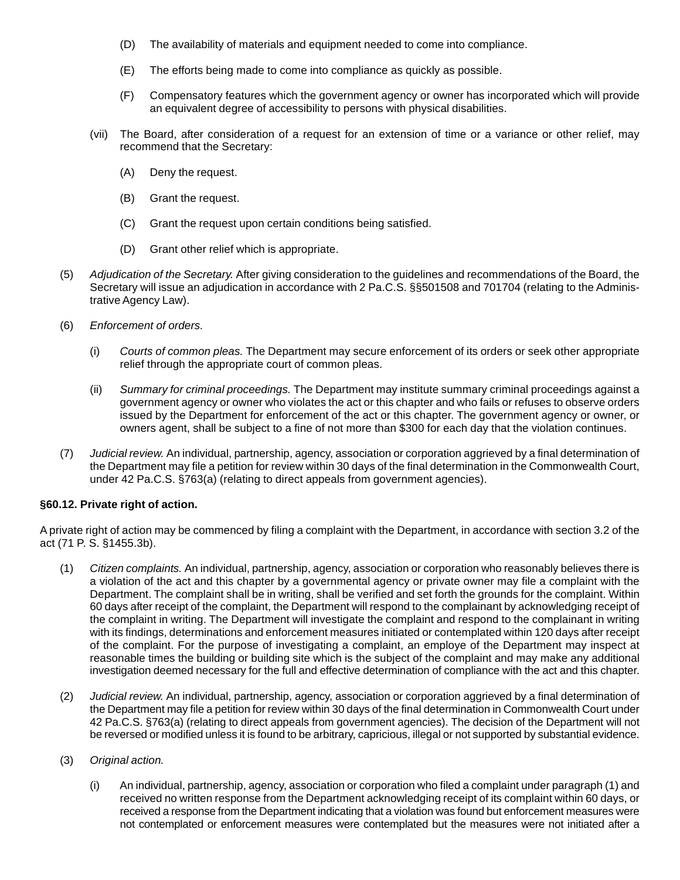(D) The availability of materials and equipment needed to come into compliance.

(E) The efforts being made to come into compliance as quickly as possible.

(F) Compensatory features which the government agency or owner has incorporated which will provide an equivalent degree of accessibility to persons with physical disabilities.

(vii) The Board, after consideration of a request for an extension of time or a variance or other relief, may recommend that the Secretary:

(A) Deny the request.

(B) Grant the request.

(C) Grant the request upon certain conditions being satisfied.

(D) Grant other relief which is appropriate.

(5) *Adjudication of the Secretary.* After giving consideration to the guidelines and recommendations of the Board, the Secretary will issue an adjudication in accordance with 2 Pa.C.S. §§501508 and 701704 (relating to the Administrative Agency Law).

(6) *Enforcement of orders.*

(i) *Courts of common pleas.* The Department may secure enforcement of its orders or seek other appropriate relief through the appropriate court of common pleas.

(ii) *Summary for criminal proceedings.* The Department may institute summary criminal proceedings against a government agency or owner who violates the act or this chapter and who fails or refuses to observe orders issued by the Department for enforcement of the act or this chapter. The government agency or owner, or owners agent, shall be subject to a fine of not more than $300 for each day that the violation continues.

(7) *Judicial review.* An individual, partnership, agency, association or corporation aggrieved by a final determination of the Department may file a petition for review within 30 days of the final determination in the Commonwealth Court, under 42 Pa.C.S. §763(a) (relating to direct appeals from government agencies).

**§60.12. Private right of action.**

A private right of action may be commenced by filing a complaint with the Department, in accordance with section 3.2 of the act (71 P. S. §1455.3b).

(1) *Citizen complaints.* An individual, partnership, agency, association or corporation who reasonably believes there is a violation of the act and this chapter by a governmental agency or private owner may file a complaint with the Department. The complaint shall be in writing, shall be verified and set forth the grounds for the complaint. Within 60 days after receipt of the complaint, the Department will respond to the complainant by acknowledging receipt of the complaint in writing. The Department will investigate the complaint and respond to the complainant in writing with its findings, determinations and enforcement measures initiated or contemplated within 120 days after receipt of the complaint. For the purpose of investigating a complaint, an employe of the Department may inspect at reasonable times the building or building site which is the subject of the complaint and may make any additional investigation deemed necessary for the full and effective determination of compliance with the act and this chapter.

(2) *Judicial review.* An individual, partnership, agency, association or corporation aggrieved by a final determination of the Department may file a petition for review within 30 days of the final determination in Commonwealth Court under 42 Pa.C.S. §763(a) (relating to direct appeals from government agencies). The decision of the Department will not be reversed or modified unless it is found to be arbitrary, capricious, illegal or not supported by substantial evidence.

(3) *Original action.*

(i) An individual, partnership, agency, association or corporation who filed a complaint under paragraph (1) and received no written response from the Department acknowledging receipt of its complaint within 60 days, or received a response from the Department indicating that a violation was found but enforcement measures were not contemplated or enforcement measures were contemplated but the measures were not initiated after a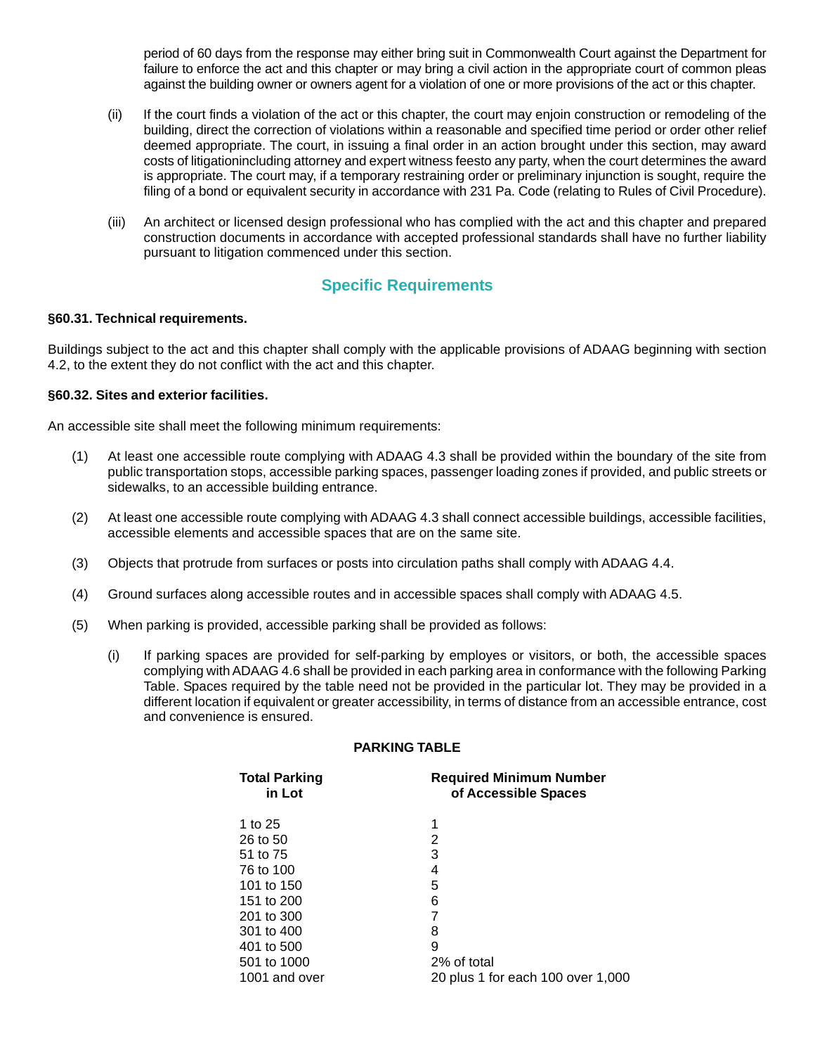period of 60 days from the response may either bring suit in Commonwealth Court against the Department for failure to enforce the act and this chapter or may bring a civil action in the appropriate court of common pleas against the building owner or owners agent for a violation of one or more provisions of the act or this chapter.

(ii) If the court finds a violation of the act or this chapter, the court may enjoin construction or remodeling of the building, direct the correction of violations within a reasonable and specified time period or order other relief deemed appropriate. The court, in issuing a final order in an action brought under this section, may award costs of litigationincluding attorney and expert witness feesto any party, when the court determines the award is appropriate. The court may, if a temporary restraining order or preliminary injunction is sought, require the filing of a bond or equivalent security in accordance with 231 Pa. Code (relating to Rules of Civil Procedure).

(iii) An architect or licensed design professional who has complied with the act and this chapter and prepared construction documents in accordance with accepted professional standards shall have no further liability pursuant to litigation commenced under this section.

## Specific Requirements

**§60.31. Technical requirements.**

Buildings subject to the act and this chapter shall comply with the applicable provisions of ADAAG beginning with section 4.2, to the extent they do not conflict with the act and this chapter.

**§60.32. Sites and exterior facilities.**

An accessible site shall meet the following minimum requirements:

(1) At least one accessible route complying with ADAAG 4.3 shall be provided within the boundary of the site from public transportation stops, accessible parking spaces, passenger loading zones if provided, and public streets or sidewalks, to an accessible building entrance.

(2) At least one accessible route complying with ADAAG 4.3 shall connect accessible buildings, accessible facilities, accessible elements and accessible spaces that are on the same site.

(3) Objects that protrude from surfaces or posts into circulation paths shall comply with ADAAG 4.4.

(4) Ground surfaces along accessible routes and in accessible spaces shall comply with ADAAG 4.5.

(5) When parking is provided, accessible parking shall be provided as follows:

(i) If parking spaces are provided for self-parking by employes or visitors, or both, the accessible spaces complying with ADAAG 4.6 shall be provided in each parking area in conformance with the following Parking Table. Spaces required by the table need not be provided in the particular lot. They may be provided in a different location if equivalent or greater accessibility, in terms of distance from an accessible entrance, cost and convenience is ensured.

**PARKING TABLE**

| Total Parking in Lot | Required Minimum Number of Accessible Spaces |
|---|---|
| 1 to 25 | 1 |
| 26 to 50 | 2 |
| 51 to 75 | 3 |
| 76 to 100 | 4 |
| 101 to 150 | 5 |
| 151 to 200 | 6 |
| 201 to 300 | 7 |
| 301 to 400 | 8 |
| 401 to 500 | 9 |
| 501 to 1000 | 2% of total |
| 1001 and over | 20 plus 1 for each 100 over 1,000 |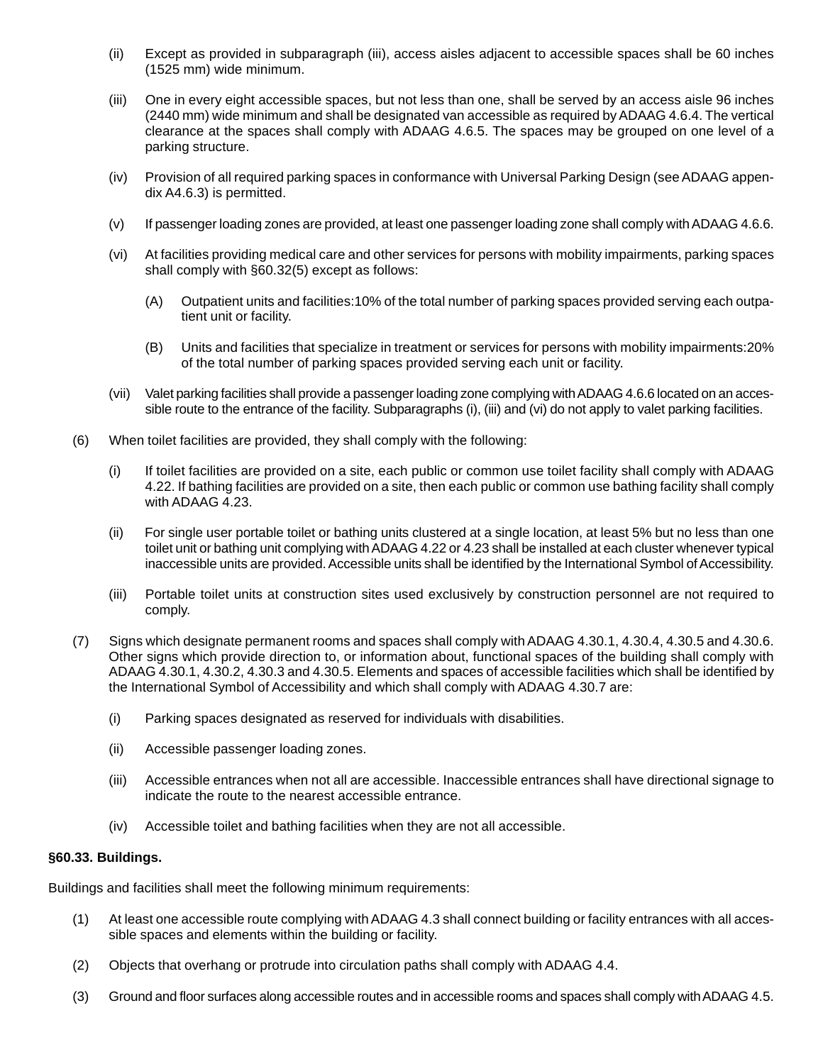(ii) Except as provided in subparagraph (iii), access aisles adjacent to accessible spaces shall be 60 inches (1525 mm) wide minimum.

(iii) One in every eight accessible spaces, but not less than one, shall be served by an access aisle 96 inches (2440 mm) wide minimum and shall be designated van accessible as required by ADAAG 4.6.4. The vertical clearance at the spaces shall comply with ADAAG 4.6.5. The spaces may be grouped on one level of a parking structure.

(iv) Provision of all required parking spaces in conformance with Universal Parking Design (see ADAAG appendix A4.6.3) is permitted.

(v) If passenger loading zones are provided, at least one passenger loading zone shall comply with ADAAG 4.6.6.

(vi) At facilities providing medical care and other services for persons with mobility impairments, parking spaces shall comply with §60.32(5) except as follows:

(A) Outpatient units and facilities:10% of the total number of parking spaces provided serving each outpatient unit or facility.

(B) Units and facilities that specialize in treatment or services for persons with mobility impairments:20% of the total number of parking spaces provided serving each unit or facility.

(vii) Valet parking facilities shall provide a passenger loading zone complying with ADAAG 4.6.6 located on an accessible route to the entrance of the facility. Subparagraphs (i), (iii) and (vi) do not apply to valet parking facilities.

(6) When toilet facilities are provided, they shall comply with the following:

(i) If toilet facilities are provided on a site, each public or common use toilet facility shall comply with ADAAG 4.22. If bathing facilities are provided on a site, then each public or common use bathing facility shall comply with ADAAG 4.23.

(ii) For single user portable toilet or bathing units clustered at a single location, at least 5% but no less than one toilet unit or bathing unit complying with ADAAG 4.22 or 4.23 shall be installed at each cluster whenever typical inaccessible units are provided. Accessible units shall be identified by the International Symbol of Accessibility.

(iii) Portable toilet units at construction sites used exclusively by construction personnel are not required to comply.

(7) Signs which designate permanent rooms and spaces shall comply with ADAAG 4.30.1, 4.30.4, 4.30.5 and 4.30.6. Other signs which provide direction to, or information about, functional spaces of the building shall comply with ADAAG 4.30.1, 4.30.2, 4.30.3 and 4.30.5. Elements and spaces of accessible facilities which shall be identified by the International Symbol of Accessibility and which shall comply with ADAAG 4.30.7 are:

(i) Parking spaces designated as reserved for individuals with disabilities.

(ii) Accessible passenger loading zones.

(iii) Accessible entrances when not all are accessible. Inaccessible entrances shall have directional signage to indicate the route to the nearest accessible entrance.

(iv) Accessible toilet and bathing facilities when they are not all accessible.

**§60.33. Buildings.**

Buildings and facilities shall meet the following minimum requirements:

(1) At least one accessible route complying with ADAAG 4.3 shall connect building or facility entrances with all accessible spaces and elements within the building or facility.

(2) Objects that overhang or protrude into circulation paths shall comply with ADAAG 4.4.

(3) Ground and floor surfaces along accessible routes and in accessible rooms and spaces shall comply with ADAAG 4.5.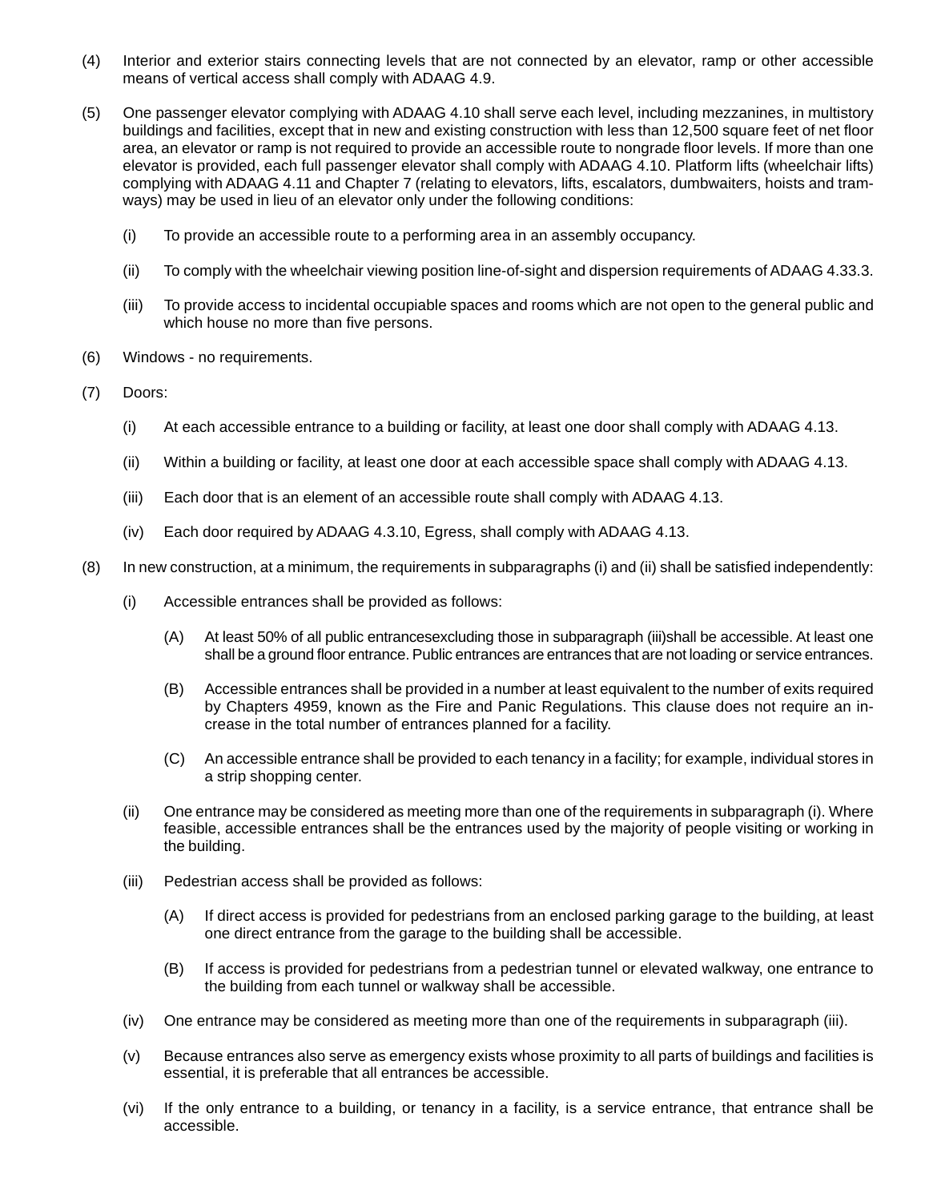(4) Interior and exterior stairs connecting levels that are not connected by an elevator, ramp or other accessible means of vertical access shall comply with ADAAG 4.9.

(5) One passenger elevator complying with ADAAG 4.10 shall serve each level, including mezzanines, in multistory buildings and facilities, except that in new and existing construction with less than 12,500 square feet of net floor area, an elevator or ramp is not required to provide an accessible route to nongrade floor levels. If more than one elevator is provided, each full passenger elevator shall comply with ADAAG 4.10. Platform lifts (wheelchair lifts) complying with ADAAG 4.11 and Chapter 7 (relating to elevators, lifts, escalators, dumbwaiters, hoists and tramways) may be used in lieu of an elevator only under the following conditions:

  (i) To provide an accessible route to a performing area in an assembly occupancy.

  (ii) To comply with the wheelchair viewing position line-of-sight and dispersion requirements of ADAAG 4.33.3.

  (iii) To provide access to incidental occupiable spaces and rooms which are not open to the general public and which house no more than five persons.

(6) Windows - no requirements.

(7) Doors:

  (i) At each accessible entrance to a building or facility, at least one door shall comply with ADAAG 4.13.

  (ii) Within a building or facility, at least one door at each accessible space shall comply with ADAAG 4.13.

  (iii) Each door that is an element of an accessible route shall comply with ADAAG 4.13.

  (iv) Each door required by ADAAG 4.3.10, Egress, shall comply with ADAAG 4.13.

(8) In new construction, at a minimum, the requirements in subparagraphs (i) and (ii) shall be satisfied independently:

  (i) Accessible entrances shall be provided as follows:

    (A) At least 50% of all public entrancesexcluding those in subparagraph (iii)shall be accessible. At least one shall be a ground floor entrance. Public entrances are entrances that are not loading or service entrances.

    (B) Accessible entrances shall be provided in a number at least equivalent to the number of exits required by Chapters 4959, known as the Fire and Panic Regulations. This clause does not require an increase in the total number of entrances planned for a facility.

    (C) An accessible entrance shall be provided to each tenancy in a facility; for example, individual stores in a strip shopping center.

  (ii) One entrance may be considered as meeting more than one of the requirements in subparagraph (i). Where feasible, accessible entrances shall be the entrances used by the majority of people visiting or working in the building.

  (iii) Pedestrian access shall be provided as follows:

    (A) If direct access is provided for pedestrians from an enclosed parking garage to the building, at least one direct entrance from the garage to the building shall be accessible.

    (B) If access is provided for pedestrians from a pedestrian tunnel or elevated walkway, one entrance to the building from each tunnel or walkway shall be accessible.

  (iv) One entrance may be considered as meeting more than one of the requirements in subparagraph (iii).

  (v) Because entrances also serve as emergency exists whose proximity to all parts of buildings and facilities is essential, it is preferable that all entrances be accessible.

  (vi) If the only entrance to a building, or tenancy in a facility, is a service entrance, that entrance shall be accessible.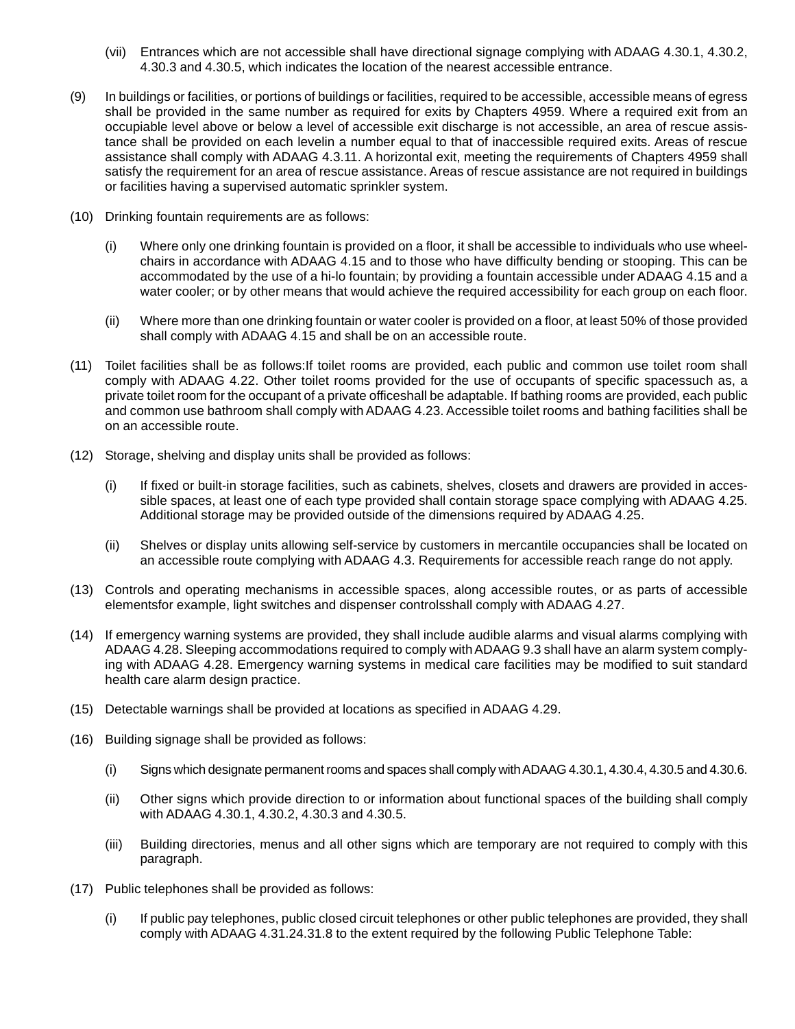(vii) Entrances which are not accessible shall have directional signage complying with ADAAG 4.30.1, 4.30.2, 4.30.3 and 4.30.5, which indicates the location of the nearest accessible entrance.

(9) In buildings or facilities, or portions of buildings or facilities, required to be accessible, accessible means of egress shall be provided in the same number as required for exits by Chapters 4959. Where a required exit from an occupiable level above or below a level of accessible exit discharge is not accessible, an area of rescue assistance shall be provided on each levelin a number equal to that of inaccessible required exits. Areas of rescue assistance shall comply with ADAAG 4.3.11. A horizontal exit, meeting the requirements of Chapters 4959 shall satisfy the requirement for an area of rescue assistance. Areas of rescue assistance are not required in buildings or facilities having a supervised automatic sprinkler system.

(10) Drinking fountain requirements are as follows:

(i) Where only one drinking fountain is provided on a floor, it shall be accessible to individuals who use wheelchairs in accordance with ADAAG 4.15 and to those who have difficulty bending or stooping. This can be accommodated by the use of a hi-lo fountain; by providing a fountain accessible under ADAAG 4.15 and a water cooler; or by other means that would achieve the required accessibility for each group on each floor.

(ii) Where more than one drinking fountain or water cooler is provided on a floor, at least 50% of those provided shall comply with ADAAG 4.15 and shall be on an accessible route.

(11) Toilet facilities shall be as follows:If toilet rooms are provided, each public and common use toilet room shall comply with ADAAG 4.22. Other toilet rooms provided for the use of occupants of specific spacessuch as, a private toilet room for the occupant of a private officeshall be adaptable. If bathing rooms are provided, each public and common use bathroom shall comply with ADAAG 4.23. Accessible toilet rooms and bathing facilities shall be on an accessible route.

(12) Storage, shelving and display units shall be provided as follows:

(i) If fixed or built-in storage facilities, such as cabinets, shelves, closets and drawers are provided in accessible spaces, at least one of each type provided shall contain storage space complying with ADAAG 4.25. Additional storage may be provided outside of the dimensions required by ADAAG 4.25.

(ii) Shelves or display units allowing self-service by customers in mercantile occupancies shall be located on an accessible route complying with ADAAG 4.3. Requirements for accessible reach range do not apply.

(13) Controls and operating mechanisms in accessible spaces, along accessible routes, or as parts of accessible elementsfor example, light switches and dispenser controlsshall comply with ADAAG 4.27.

(14) If emergency warning systems are provided, they shall include audible alarms and visual alarms complying with ADAAG 4.28. Sleeping accommodations required to comply with ADAAG 9.3 shall have an alarm system complying with ADAAG 4.28. Emergency warning systems in medical care facilities may be modified to suit standard health care alarm design practice.

(15) Detectable warnings shall be provided at locations as specified in ADAAG 4.29.

(16) Building signage shall be provided as follows:

(i) Signs which designate permanent rooms and spaces shall comply with ADAAG 4.30.1, 4.30.4, 4.30.5 and 4.30.6.

(ii) Other signs which provide direction to or information about functional spaces of the building shall comply with ADAAG 4.30.1, 4.30.2, 4.30.3 and 4.30.5.

(iii) Building directories, menus and all other signs which are temporary are not required to comply with this paragraph.

(17) Public telephones shall be provided as follows:

(i) If public pay telephones, public closed circuit telephones or other public telephones are provided, they shall comply with ADAAG 4.31.24.31.8 to the extent required by the following Public Telephone Table: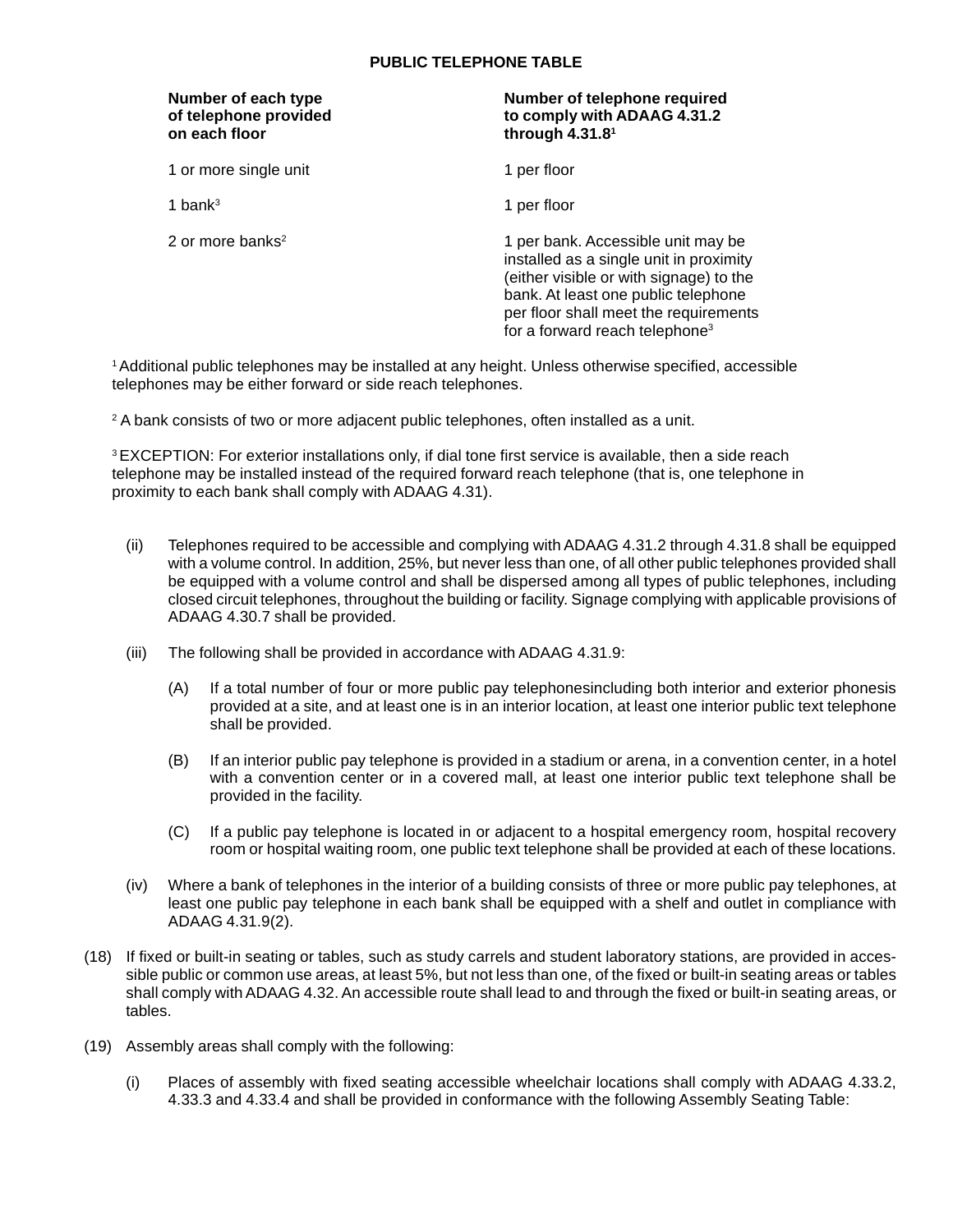**PUBLIC TELEPHONE TABLE**

| Number of each type of telephone provided on each floor | Number of telephone required to comply with ADAAG 4.31.2 through 4.31.8[1] |
|---|---|
| 1 or more single unit | 1 per floor |
| 1 bank[3] | 1 per floor |
| 2 or more banks[2] | 1 per bank. Accessible unit may be installed as a single unit in proximity (either visible or with signage) to the bank. At least one public telephone per floor shall meet the requirements for a forward reach telephone[3] |

[1] Additional public telephones may be installed at any height. Unless otherwise specified, accessible telephones may be either forward or side reach telephones.

[2] A bank consists of two or more adjacent public telephones, often installed as a unit.

[3] EXCEPTION: For exterior installations only, if dial tone first service is available, then a side reach telephone may be installed instead of the required forward reach telephone (that is, one telephone in proximity to each bank shall comply with ADAAG 4.31).

(ii) Telephones required to be accessible and complying with ADAAG 4.31.2 through 4.31.8 shall be equipped with a volume control. In addition, 25%, but never less than one, of all other public telephones provided shall be equipped with a volume control and shall be dispersed among all types of public telephones, including closed circuit telephones, throughout the building or facility. Signage complying with applicable provisions of ADAAG 4.30.7 shall be provided.

(iii) The following shall be provided in accordance with ADAAG 4.31.9:

(A) If a total number of four or more public pay telephonesincluding both interior and exterior phonesis provided at a site, and at least one is in an interior location, at least one interior public text telephone shall be provided.

(B) If an interior public pay telephone is provided in a stadium or arena, in a convention center, in a hotel with a convention center or in a covered mall, at least one interior public text telephone shall be provided in the facility.

(C) If a public pay telephone is located in or adjacent to a hospital emergency room, hospital recovery room or hospital waiting room, one public text telephone shall be provided at each of these locations.

(iv) Where a bank of telephones in the interior of a building consists of three or more public pay telephones, at least one public pay telephone in each bank shall be equipped with a shelf and outlet in compliance with ADAAG 4.31.9(2).

(18) If fixed or built-in seating or tables, such as study carrels and student laboratory stations, are provided in accessible public or common use areas, at least 5%, but not less than one, of the fixed or built-in seating areas or tables shall comply with ADAAG 4.32. An accessible route shall lead to and through the fixed or built-in seating areas, or tables.

(19) Assembly areas shall comply with the following:

(i) Places of assembly with fixed seating accessible wheelchair locations shall comply with ADAAG 4.33.2, 4.33.3 and 4.33.4 and shall be provided in conformance with the following Assembly Seating Table: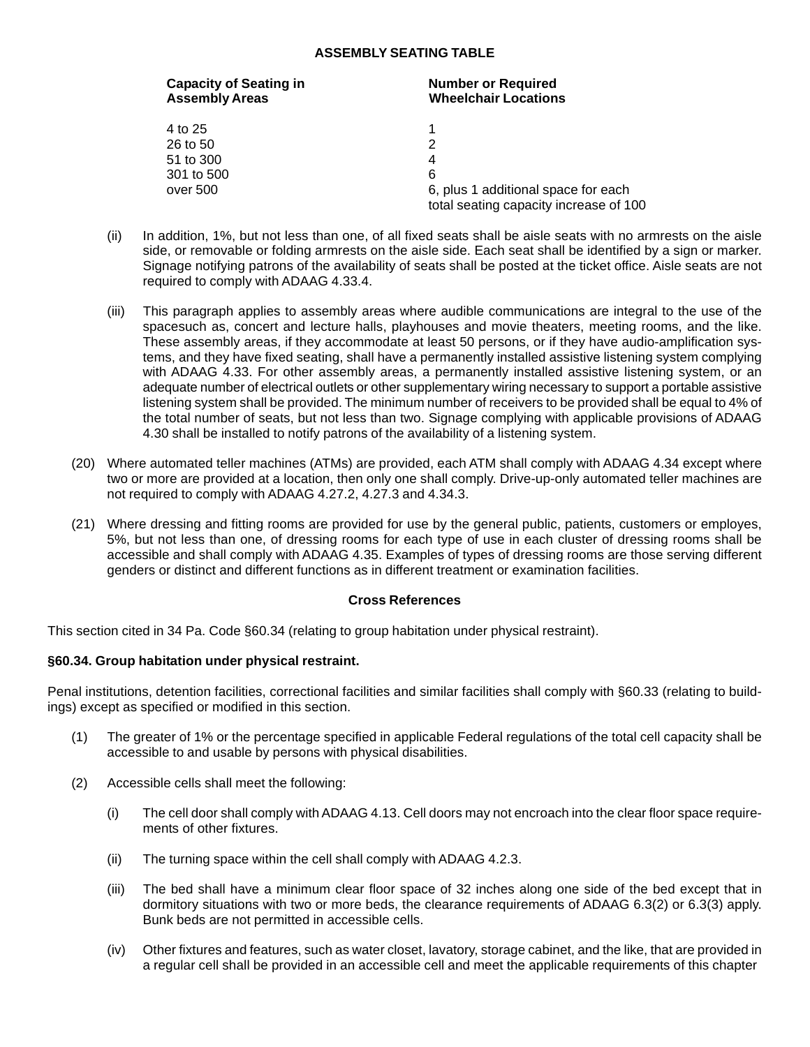**ASSEMBLY SEATING TABLE**

| Capacity of Seating in Assembly Areas | Number or Required Wheelchair Locations |
|---|---|
| 4 to 25 | 1 |
| 26 to 50 | 2 |
| 51 to 300 | 4 |
| 301 to 500 | 6 |
| over 500 | 6, plus 1 additional space for each total seating capacity increase of 100 |

(ii) In addition, 1%, but not less than one, of all fixed seats shall be aisle seats with no armrests on the aisle side, or removable or folding armrests on the aisle side. Each seat shall be identified by a sign or marker. Signage notifying patrons of the availability of seats shall be posted at the ticket office. Aisle seats are not required to comply with ADAAG 4.33.4.

(iii) This paragraph applies to assembly areas where audible communications are integral to the use of the spacesuch as, concert and lecture halls, playhouses and movie theaters, meeting rooms, and the like. These assembly areas, if they accommodate at least 50 persons, or if they have audio-amplification systems, and they have fixed seating, shall have a permanently installed assistive listening system complying with ADAAG 4.33. For other assembly areas, a permanently installed assistive listening system, or an adequate number of electrical outlets or other supplementary wiring necessary to support a portable assistive listening system shall be provided. The minimum number of receivers to be provided shall be equal to 4% of the total number of seats, but not less than two. Signage complying with applicable provisions of ADAAG 4.30 shall be installed to notify patrons of the availability of a listening system.

(20) Where automated teller machines (ATMs) are provided, each ATM shall comply with ADAAG 4.34 except where two or more are provided at a location, then only one shall comply. Drive-up-only automated teller machines are not required to comply with ADAAG 4.27.2, 4.27.3 and 4.34.3.

(21) Where dressing and fitting rooms are provided for use by the general public, patients, customers or employes, 5%, but not less than one, of dressing rooms for each type of use in each cluster of dressing rooms shall be accessible and shall comply with ADAAG 4.35. Examples of types of dressing rooms are those serving different genders or distinct and different functions as in different treatment or examination facilities.

**Cross References**

This section cited in 34 Pa. Code §60.34 (relating to group habitation under physical restraint).

**§60.34. Group habitation under physical restraint.**

Penal institutions, detention facilities, correctional facilities and similar facilities shall comply with §60.33 (relating to buildings) except as specified or modified in this section.

(1) The greater of 1% or the percentage specified in applicable Federal regulations of the total cell capacity shall be accessible to and usable by persons with physical disabilities.

(2) Accessible cells shall meet the following:

(i) The cell door shall comply with ADAAG 4.13. Cell doors may not encroach into the clear floor space requirements of other fixtures.

(ii) The turning space within the cell shall comply with ADAAG 4.2.3.

(iii) The bed shall have a minimum clear floor space of 32 inches along one side of the bed except that in dormitory situations with two or more beds, the clearance requirements of ADAAG 6.3(2) or 6.3(3) apply. Bunk beds are not permitted in accessible cells.

(iv) Other fixtures and features, such as water closet, lavatory, storage cabinet, and the like, that are provided in a regular cell shall be provided in an accessible cell and meet the applicable requirements of this chapter